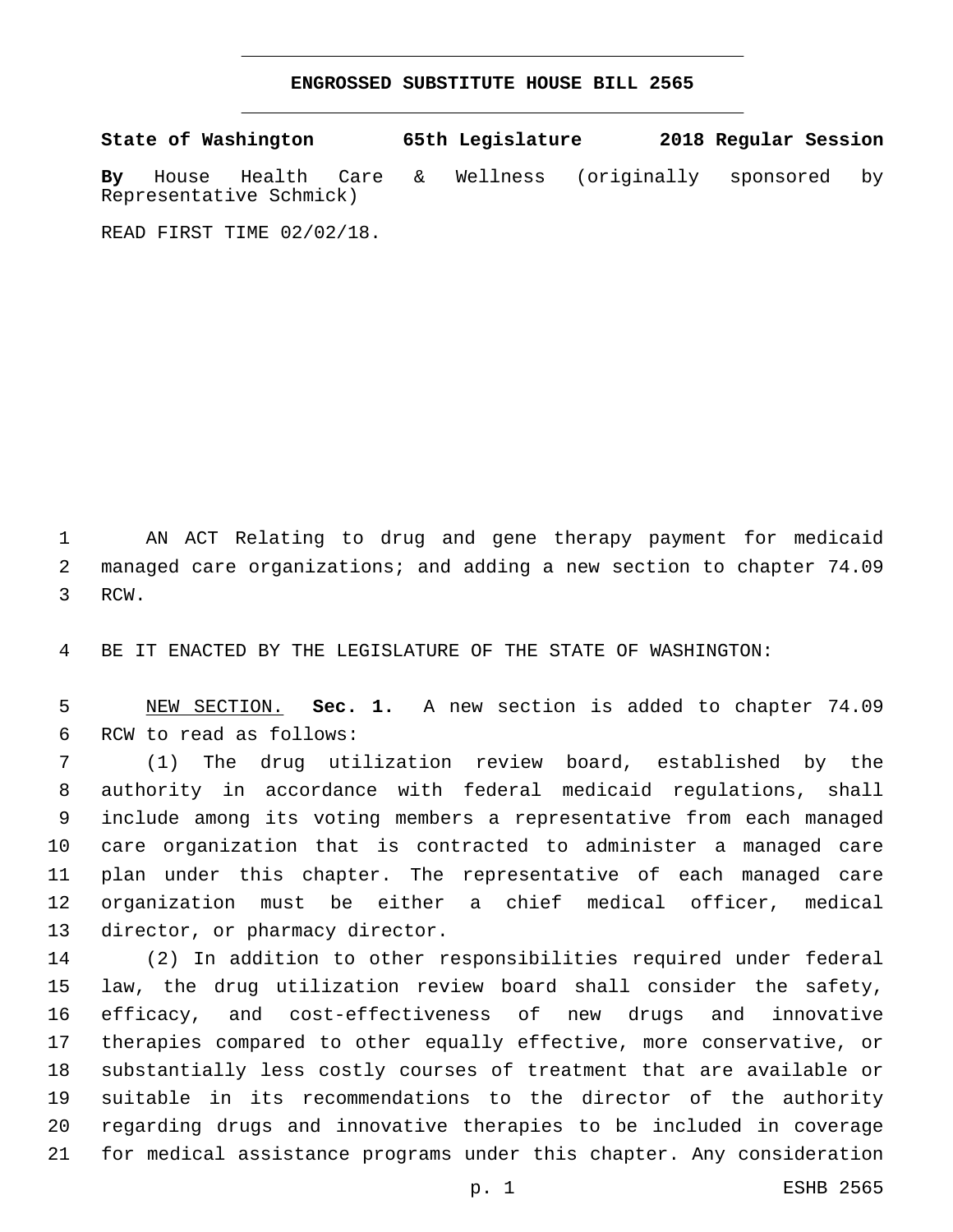# ENGROSSED SUBSTITUTE HOUSE BILL 2565

**State of Washington 65th Legislature 2018 Regular Session**

**By** House Health Care & Wellness (originally sponsored by Representative Schmick)

READ FIRST TIME 02/02/18.

AN ACT Relating to drug and gene therapy payment for medicaid managed care organizations; and adding a new section to chapter 74.09 RCW.

BE IT ENACTED BY THE LEGISLATURE OF THE STATE OF WASHINGTON:

NEW SECTION. **Sec. 1.** A new section is added to chapter 74.09 RCW to read as follows:

(1) The drug utilization review board, established by the authority in accordance with federal medicaid regulations, shall include among its voting members a representative from each managed care organization that is contracted to administer a managed care plan under this chapter. The representative of each managed care organization must be either a chief medical officer, medical director, or pharmacy director.

(2) In addition to other responsibilities required under federal law, the drug utilization review board shall consider the safety, efficacy, and cost-effectiveness of new drugs and innovative therapies compared to other equally effective, more conservative, or substantially less costly courses of treatment that are available or suitable in its recommendations to the director of the authority regarding drugs and innovative therapies to be included in coverage for medical assistance programs under this chapter. Any consideration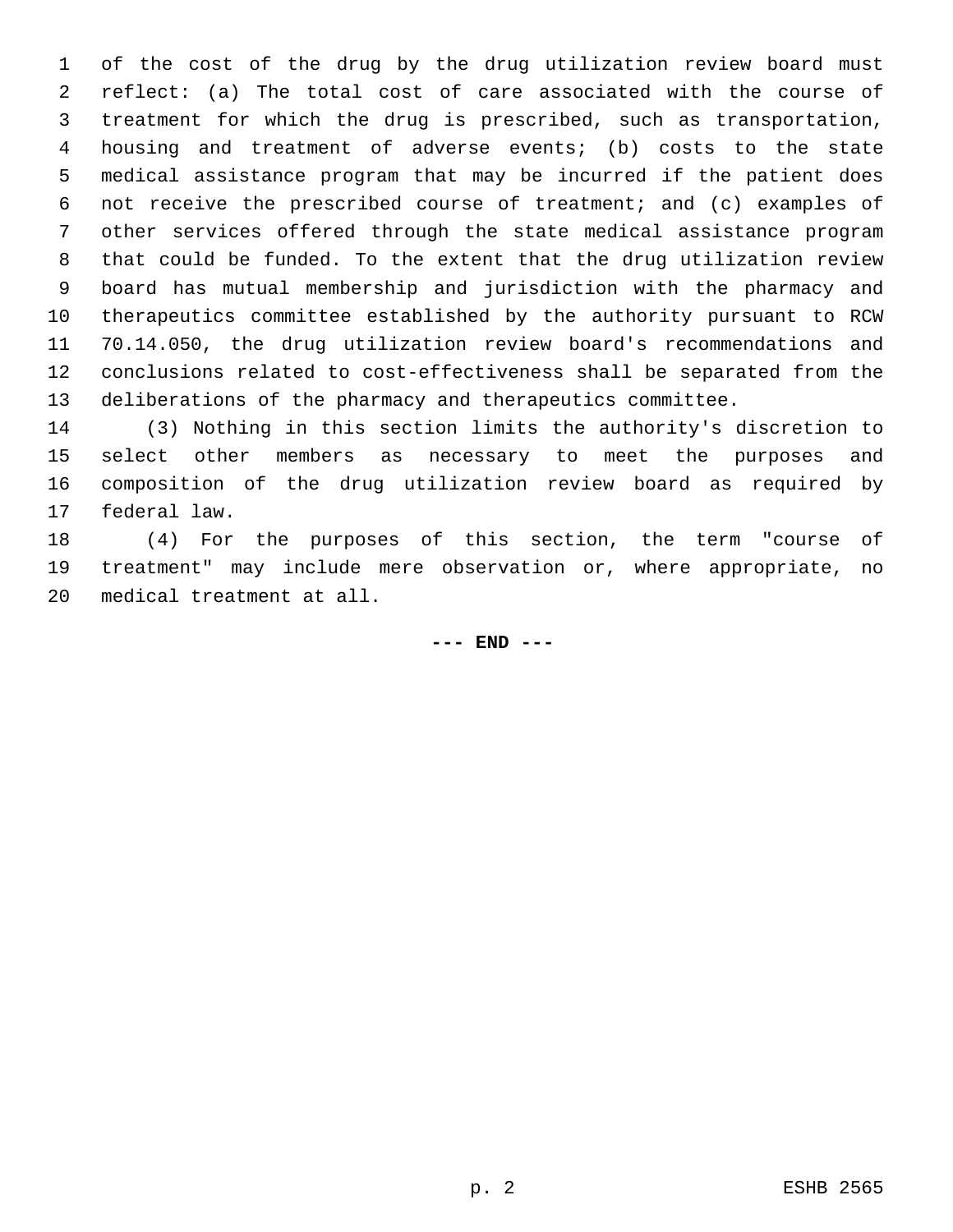of the cost of the drug by the drug utilization review board must reflect: (a) The total cost of care associated with the course of treatment for which the drug is prescribed, such as transportation, housing and treatment of adverse events; (b) costs to the state medical assistance program that may be incurred if the patient does not receive the prescribed course of treatment; and (c) examples of other services offered through the state medical assistance program that could be funded. To the extent that the drug utilization review board has mutual membership and jurisdiction with the pharmacy and therapeutics committee established by the authority pursuant to RCW 70.14.050, the drug utilization review board's recommendations and conclusions related to cost-effectiveness shall be separated from the deliberations of the pharmacy and therapeutics committee.

(3) Nothing in this section limits the authority's discretion to select other members as necessary to meet the purposes and composition of the drug utilization review board as required by federal law.

(4) For the purposes of this section, the term "course of treatment" may include mere observation or, where appropriate, no medical treatment at all.

**--- END ---**